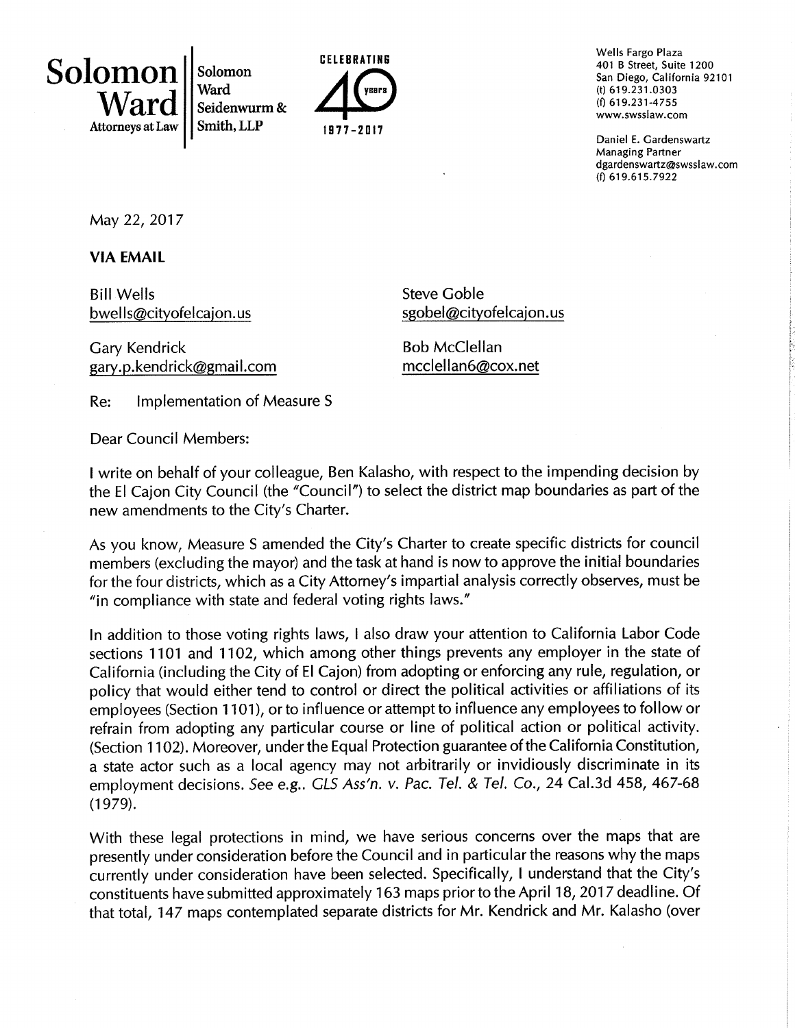**Solomon Ward** Attorneys at Law | Solomon Ward Seidenwurm & Smith, LLP

CELEBRATING 40 years 1977-2017

Wells Fargo Plaza
401 B Street, Suite 1200
San Diego, California 92101
(t) 619.231.0303
(f) 619.231-4755
www.swsslaw.com

Daniel E. Gardenswartz
Managing Partner
dgardenswartz@swsslaw.com
(f) 619.615.7922

May 22, 2017

**VIA EMAIL**

Bill Wells
bwells@cityofelcajon.us

Steve Goble
sgobel@cityofelcajon.us

Gary Kendrick
gary.p.kendrick@gmail.com

Bob McClellan
mcclellan6@cox.net

Re: Implementation of Measure S

Dear Council Members:

I write on behalf of your colleague, Ben Kalasho, with respect to the impending decision by the El Cajon City Council (the "Council") to select the district map boundaries as part of the new amendments to the City's Charter.

As you know, Measure S amended the City's Charter to create specific districts for council members (excluding the mayor) and the task at hand is now to approve the initial boundaries for the four districts, which as a City Attorney's impartial analysis correctly observes, must be "in compliance with state and federal voting rights laws."

In addition to those voting rights laws, I also draw your attention to California Labor Code sections 1101 and 1102, which among other things prevents any employer in the state of California (including the City of El Cajon) from adopting or enforcing any rule, regulation, or policy that would either tend to control or direct the political activities or affiliations of its employees (Section 1101), or to influence or attempt to influence any employees to follow or refrain from adopting any particular course or line of political action or political activity. (Section 1102). Moreover, under the Equal Protection guarantee of the California Constitution, a state actor such as a local agency may not arbitrarily or invidiously discriminate in its employment decisions. *See e.g.. GLS Ass'n. v. Pac. Tel. & Tel. Co.*, 24 Cal.3d 458, 467-68 (1979).

With these legal protections in mind, we have serious concerns over the maps that are presently under consideration before the Council and in particular the reasons why the maps currently under consideration have been selected. Specifically, I understand that the City's constituents have submitted approximately 163 maps prior to the April 18, 2017 deadline. Of that total, 147 maps contemplated separate districts for Mr. Kendrick and Mr. Kalasho (over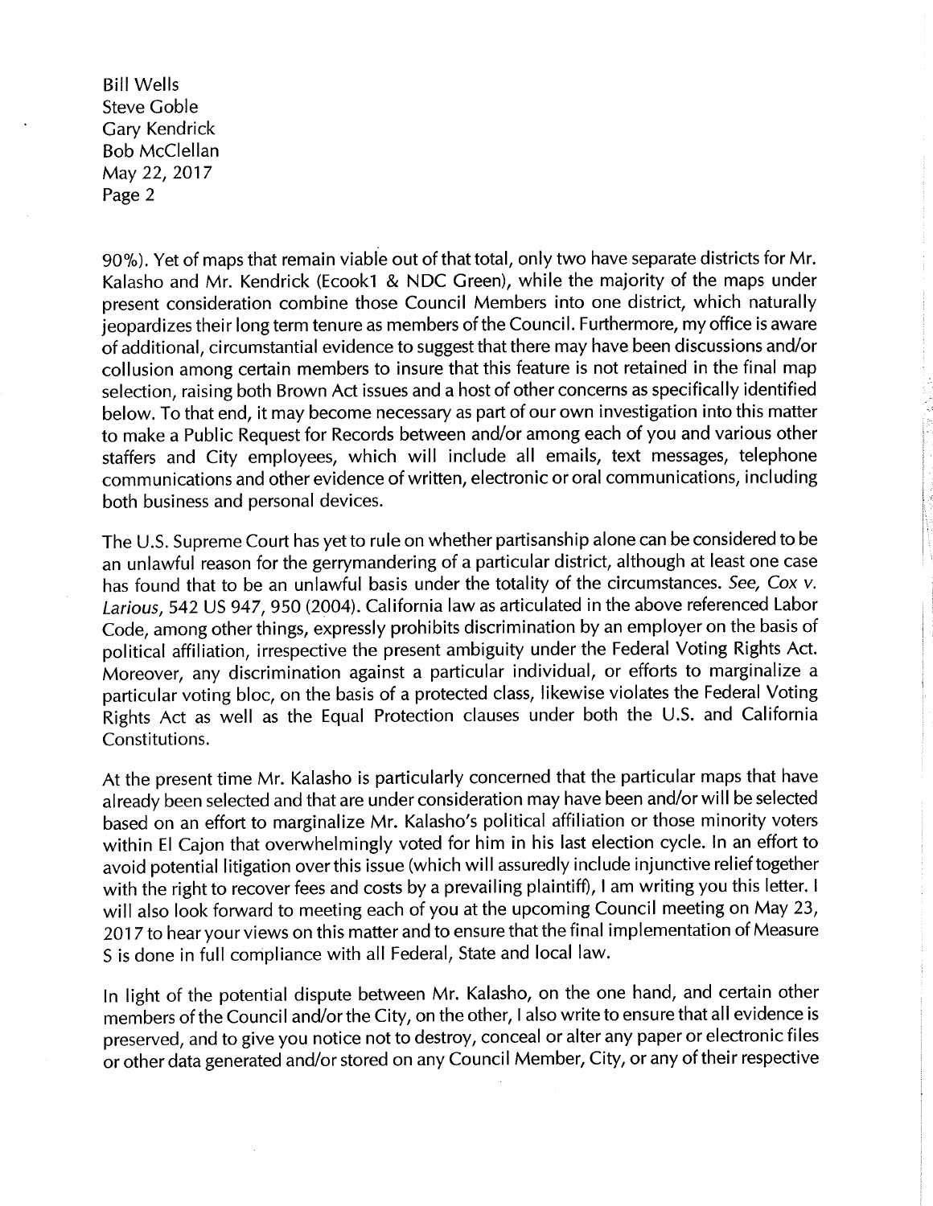Bill Wells
Steve Goble
Gary Kendrick
Bob McClellan
May 22, 2017
Page 2

90%). Yet of maps that remain viable out of that total, only two have separate districts for Mr. Kalasho and Mr. Kendrick (Ecook1 & NDC Green), while the majority of the maps under present consideration combine those Council Members into one district, which naturally jeopardizes their long term tenure as members of the Council. Furthermore, my office is aware of additional, circumstantial evidence to suggest that there may have been discussions and/or collusion among certain members to insure that this feature is not retained in the final map selection, raising both Brown Act issues and a host of other concerns as specifically identified below. To that end, it may become necessary as part of our own investigation into this matter to make a Public Request for Records between and/or among each of you and various other staffers and City employees, which will include all emails, text messages, telephone communications and other evidence of written, electronic or oral communications, including both business and personal devices.

The U.S. Supreme Court has yet to rule on whether partisanship alone can be considered to be an unlawful reason for the gerrymandering of a particular district, although at least one case has found that to be an unlawful basis under the totality of the circumstances. *See, Cox v. Larious*, 542 US 947, 950 (2004). California law as articulated in the above referenced Labor Code, among other things, expressly prohibits discrimination by an employer on the basis of political affiliation, irrespective the present ambiguity under the Federal Voting Rights Act. Moreover, any discrimination against a particular individual, or efforts to marginalize a particular voting bloc, on the basis of a protected class, likewise violates the Federal Voting Rights Act as well as the Equal Protection clauses under both the U.S. and California Constitutions.

At the present time Mr. Kalasho is particularly concerned that the particular maps that have already been selected and that are under consideration may have been and/or will be selected based on an effort to marginalize Mr. Kalasho's political affiliation or those minority voters within El Cajon that overwhelmingly voted for him in his last election cycle. In an effort to avoid potential litigation over this issue (which will assuredly include injunctive relief together with the right to recover fees and costs by a prevailing plaintiff), I am writing you this letter. I will also look forward to meeting each of you at the upcoming Council meeting on May 23, 2017 to hear your views on this matter and to ensure that the final implementation of Measure S is done in full compliance with all Federal, State and local law.

In light of the potential dispute between Mr. Kalasho, on the one hand, and certain other members of the Council and/or the City, on the other, I also write to ensure that all evidence is preserved, and to give you notice not to destroy, conceal or alter any paper or electronic files or other data generated and/or stored on any Council Member, City, or any of their respective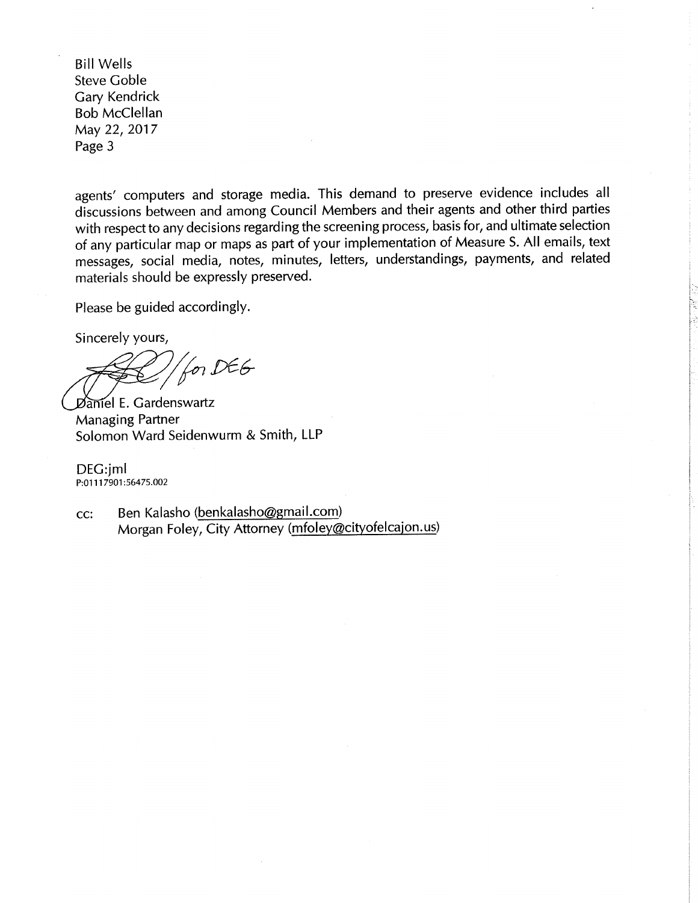Bill Wells
Steve Goble
Gary Kendrick
Bob McClellan
May 22, 2017
Page 3

agents' computers and storage media. This demand to preserve evidence includes all discussions between and among Council Members and their agents and other third parties with respect to any decisions regarding the screening process, basis for, and ultimate selection of any particular map or maps as part of your implementation of Measure S. All emails, text messages, social media, notes, minutes, letters, understandings, payments, and related materials should be expressly preserved.

Please be guided accordingly.

Sincerely yours,

/for DEG

Daniel E. Gardenswartz
Managing Partner
Solomon Ward Seidenwurm & Smith, LLP

DEG:jml
P:01117901:56475.002

cc: Ben Kalasho (benkalasho@gmail.com)
Morgan Foley, City Attorney (mfoley@cityofelcajon.us)